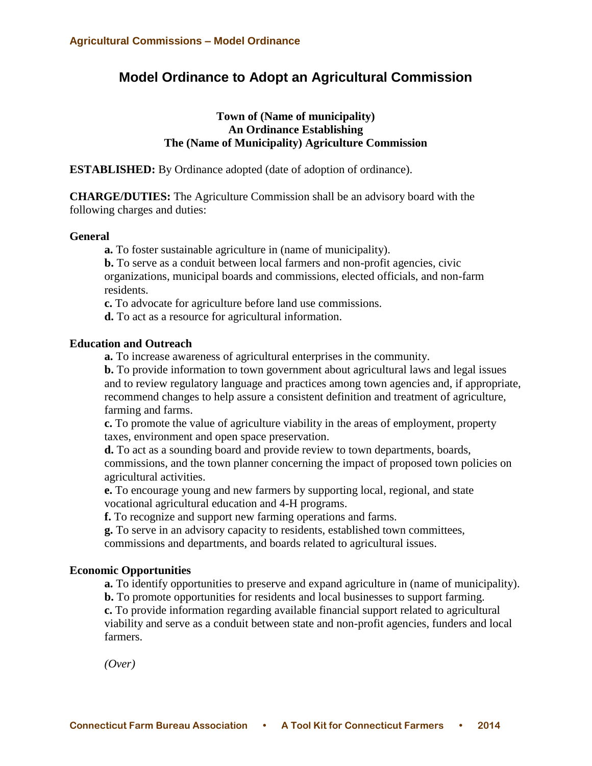# Model Ordinance to Adopt an Agricultural Commission

**Town of (Name of municipality)**
**An Ordinance Establishing**
**The (Name of Municipality) Agriculture Commission**

**ESTABLISHED:** By Ordinance adopted (date of adoption of ordinance).

**CHARGE/DUTIES:** The Agriculture Commission shall be an advisory board with the following charges and duties:

**General**

**a.** To foster sustainable agriculture in (name of municipality).
**b.** To serve as a conduit between local farmers and non-profit agencies, civic organizations, municipal boards and commissions, elected officials, and non-farm residents.
**c.** To advocate for agriculture before land use commissions.
**d.** To act as a resource for agricultural information.

**Education and Outreach**

**a.** To increase awareness of agricultural enterprises in the community.
**b.** To provide information to town government about agricultural laws and legal issues and to review regulatory language and practices among town agencies and, if appropriate, recommend changes to help assure a consistent definition and treatment of agriculture, farming and farms.
**c.** To promote the value of agriculture viability in the areas of employment, property taxes, environment and open space preservation.
**d.** To act as a sounding board and provide review to town departments, boards, commissions, and the town planner concerning the impact of proposed town policies on agricultural activities.
**e.** To encourage young and new farmers by supporting local, regional, and state vocational agricultural education and 4-H programs.
**f.** To recognize and support new farming operations and farms.
**g.** To serve in an advisory capacity to residents, established town committees, commissions and departments, and boards related to agricultural issues.

**Economic Opportunities**

**a.** To identify opportunities to preserve and expand agriculture in (name of municipality).
**b.** To promote opportunities for residents and local businesses to support farming.
**c.** To provide information regarding available financial support related to agricultural viability and serve as a conduit between state and non-profit agencies, funders and local farmers.

*(Over)*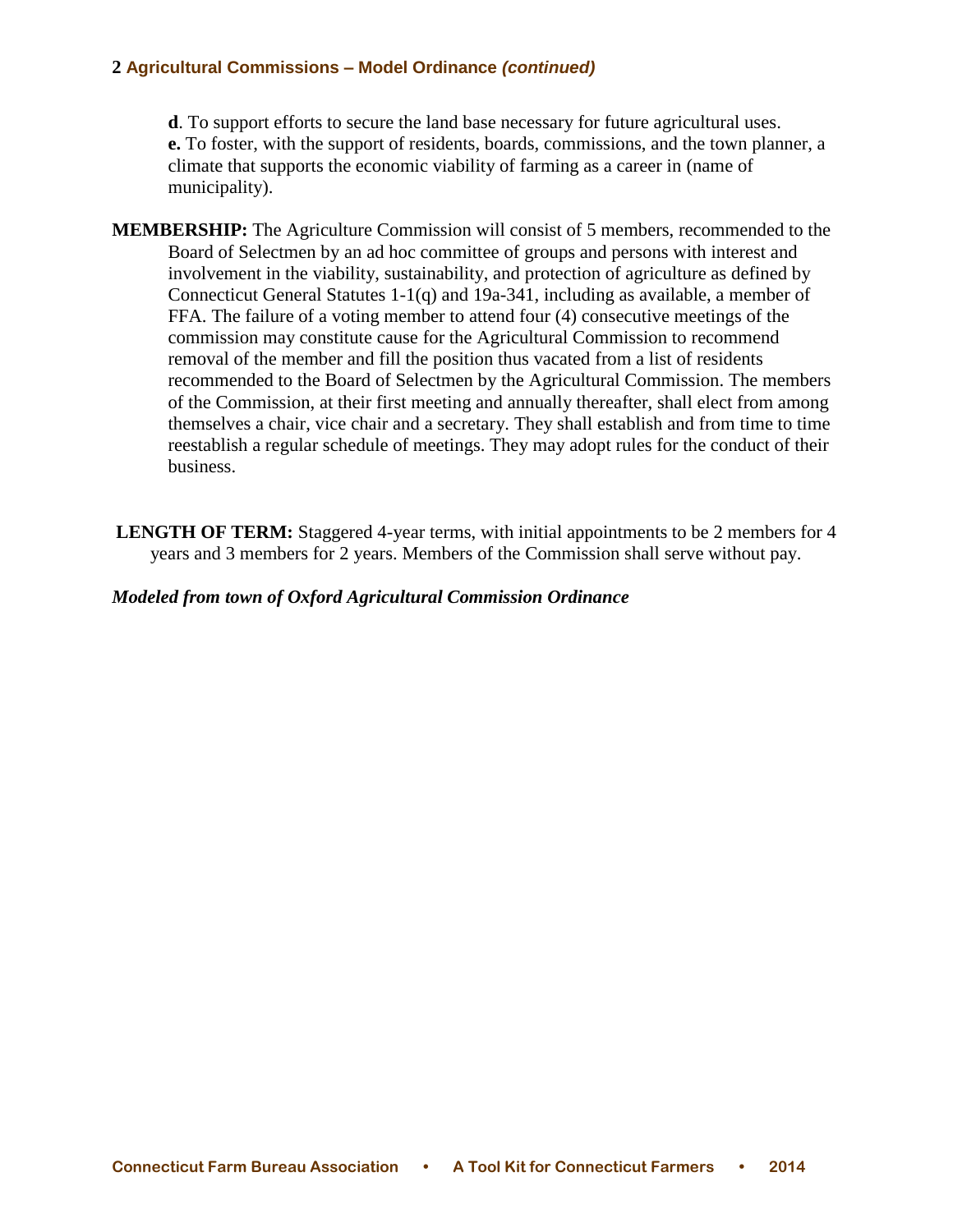**d**. To support efforts to secure the land base necessary for future agricultural uses.
**e.** To foster, with the support of residents, boards, commissions, and the town planner, a climate that supports the economic viability of farming as a career in (name of municipality).

**MEMBERSHIP:** The Agriculture Commission will consist of 5 members, recommended to the Board of Selectmen by an ad hoc committee of groups and persons with interest and involvement in the viability, sustainability, and protection of agriculture as defined by Connecticut General Statutes 1-1(q) and 19a-341, including as available, a member of FFA. The failure of a voting member to attend four (4) consecutive meetings of the commission may constitute cause for the Agricultural Commission to recommend removal of the member and fill the position thus vacated from a list of residents recommended to the Board of Selectmen by the Agricultural Commission. The members of the Commission, at their first meeting and annually thereafter, shall elect from among themselves a chair, vice chair and a secretary. They shall establish and from time to time reestablish a regular schedule of meetings. They may adopt rules for the conduct of their business.

**LENGTH OF TERM:** Staggered 4-year terms, with initial appointments to be 2 members for 4 years and 3 members for 2 years. Members of the Commission shall serve without pay.

***Modeled from town of Oxford Agricultural Commission Ordinance***